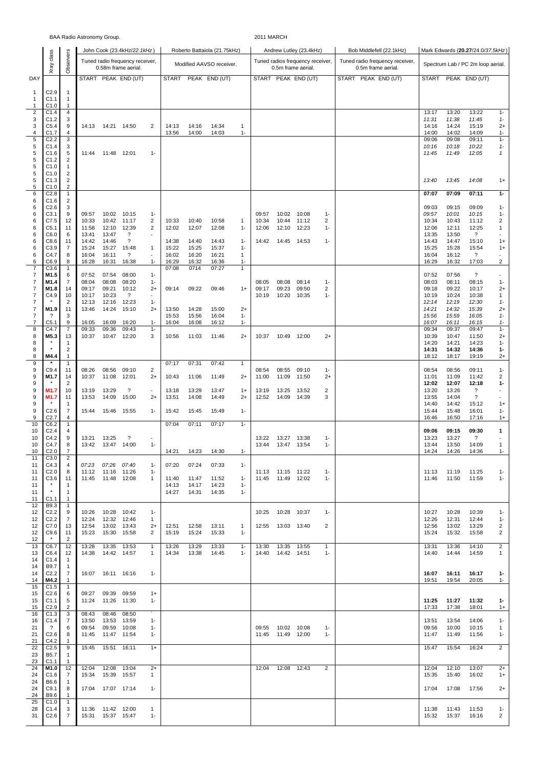BAA Radio Astronomy Group.

2011 MARCH

| DAY | Xray class | Observers | John Cook (23.4kHz/22.1kHz) | | | | Roberto Battaiola (21.75kHz) | | | | Andrew Lutley (23.4kHz) | | | | Bob Middlefell (22.1kHz) | | | | Mark Edwards (20.27/24.0/37.5kHz) | | | |
|---|---|---|---|---|---|---|---|---|---|---|---|---|---|---|---|---|---|---|---|---|---|---|
| | | | Tuned radio frequency receiver, 0.58m frame aerial. | | | | Modified AAVSO receiver. | | | | Tuned radios frequency receiver, 0.5m frame aerial. | | | | Tuned radio frequency receiver, 0.5m frame aerial. | | | | Spectrum Lab / PC 2m loop aerial. | | | |
| | | | START | PEAK | END (UT) | | START | PEAK | END (UT) | | START | PEAK | END (UT) | | START | PEAK | END (UT) | | START | PEAK | END (UT) | |
| 1 | C2.9 | 1 | | | | | | | | | | | | | | | | | | | | |
| 1 | C1.1 | 1 | | | | | | | | | | | | | | | | | | | | |
| 1 | C1.0 | 1 | | | | | | | | | | | | | | | | | | | | |
| 2 | C1.4 | 4 | | | | | | | | | | | | | | | | | 13:17 | 13:20 | 13:22 | 1- |
| 3 | C1.2 | 3 | | | | | | | | | | | | | | | | | 11:31 | 11:38 | 11:45 | 1- |
| 3 | C5.4 | 9 | 14:13 | 14:21 | 14:50 | 2 | 14:13 | 14:16 | 14:34 | 1 | | | | | | | | | 14:16 | 14:24 | 15:19 | 2+ |
| 4 | C1.7 | 4 | | | | | 13:56 | 14:00 | 14:03 | 1- | | | | | | | | | 14:00 | 14:02 | 14:09 | 1- |
| 5 | C2.2 | 3 | | | | | | | | | | | | | | | | | 09:06 | 09:08 | 09:11 | 1- |
| 5 | C1.4 | 3 | | | | | | | | | | | | | | | | | 10:16 | 10:18 | 10:22 | 1- |
| 5 | C1.6 | 5 | 11:44 | 11:48 | 12:01 | 1- | | | | | | | | | | | | | 11:45 | 11:49 | 12:05 | 1 |
| 5 | C1.2 | 2 | | | | | | | | | | | | | | | | | | | | |
| 5 | C1.0 | 1 | | | | | | | | | | | | | | | | | | | | |
| 5 | C1.0 | 2 | | | | | | | | | | | | | | | | | | | | |
| 5 | C1.3 | 2 | | | | | | | | | | | | | | | | | 13:40 | 13:45 | 14:08 | 1+ |
| 5 | C1.0 | 2 | | | | | | | | | | | | | | | | | | | | |
| 6 | C2.8 | 1 | | | | | | | | | | | | | | | | | 07:07 | 07:09 | 07:11 | 1- |
| 6 | C1.6 | 2 | | | | | | | | | | | | | | | | | | | | |
| 6 | C2.6 | 3 | | | | | | | | | | | | | | | | | 09:03 | 09:15 | 09:09 | 1- |
| 6 | C3.1 | 9 | 09:57 | 10:02 | 10:15 | 1- | | | | | 09:57 | 10:02 | 10:08 | 1- | | | | | 09:57 | 10:01 | 10:15 | 1- |
| 6 | C7.5 | 12 | 10:33 | 10:42 | 11:17 | 2 | 10:33 | 10:40 | 10:58 | 1 | 10:34 | 10:44 | 11:12 | 2 | | | | | 10:34 | 10:43 | 11:12 | 2 |
| 6 | C5.1 | 11 | 11:58 | 12:10 | 12:39 | 2 | 12:02 | 12:07 | 12:08 | 1- | 12:06 | 12:10 | 12:23 | 1- | | | | | 12:06 | 12:11 | 12:25 | 1 |
| 6 | C6.0 | 6 | 13:41 | 13:47 | ? | - | | | | | | | | | | | | | 13:35 | 13:50 | ? | - |
| 6 | C8.6 | 11 | 14:42 | 14:46 | ? | | 14:38 | 14:40 | 14:43 | 1- | 14:42 | 14:45 | 14:53 | 1- | | | | | 14:43 | 14:47 | 15:10 | 1+ |
| 6 | C3.9 | 7 | 15:24 | 15:27 | 15:48 | 1 | 15:22 | 15:25 | 15:37 | 1- | | | | | | | | | 15:25 | 15:28 | 15:54 | 1+ |
| 6 | C4.7 | 8 | 16:04 | 16:11 | ? | - | 16:02 | 16:20 | 16:21 | 1 | | | | | | | | | 16:04 | 16:12 | ? | - |
| 6 | C6.9 | 8 | 16:28 | 16:31 | 16:38 | 1- | 16:29 | 16:32 | 16:36 | 1- | | | | | | | | | 16:29 | 16:32 | 17:03 | 2 |
| 7 | C3.6 | 1 | | | | | 07:08 | 0714 | 07:27 | 1 | | | | | | | | | | | | |
| 7 | M1.5 | 6 | 07:52 | 07:54 | 08:00 | 1- | | | | | | | | | | | | | 07:52 | 07:56 | ? | - |
| 7 | M1.4 | 7 | 08:04 | 08:08 | 08:20 | 1- | | | | | 08:05 | 08:08 | 08:14 | 1- | | | | | 08:03 | 08:11 | 08:15 | 1- |
| 7 | M1.8 | 14 | 09:17 | 09:21 | 10:12 | 2+ | 09:14 | 09:22 | 09:46 | 1+ | 09:17 | 09:23 | 09:50 | 2 | | | | | 09:18 | 09:22 | 10:17 | 2+ |
| 7 | C4.9 | 10 | 10:17 | 10:23 | ? | - | | | | | 10:19 | 10:20 | 10:35 | 1- | | | | | 10:19 | 10:24 | 10:38 | 1 |
| 7 | * | 2 | 12:13 | 12:16 | 12:23 | 1- | | | | | | | | | | | | | 12:14 | 12:19 | 12:30 | 1- |
| 7 | M1.9 | 11 | 13:46 | 14:24 | 15:10 | 2+ | 13:50 | 14:28 | 15:00 | 2+ | | | | | | | | | 14:21 | 14:32 | 15:39 | 2+ |
| 7 | ? | 3 | | | | | 15:53 | 15:56 | 16:04 | 1- | | | | | | | | | 15:56 | 15:59 | 16:05 | 1- |
| 7 | C5.1 | 9 | 16:05 | 16:09 | 16:20 | 1- | 16:04 | 16:08 | 16:12 | 1- | | | | | | | | | 16:07 | 16:11 | 16:15 | 1- |
| 8 | C4.7 | 7 | 09:33 | 09:36 | 09:43 | 1- | | | | | | | | | | | | | 09:34 | 09:37 | 09:47 | 1- |
| 8 | M5.3 | 13 | 10:37 | 10:47 | 12:20 | 3 | 10:56 | 11:03 | 11:46 | 2+ | 10:37 | 10:49 | 12:00 | 2+ | | | | | 10:39 | 10:47 | 11:50 | 2+ |
| 8 | * | 1 | | | | | | | | | | | | | | | | | 14:20 | 14:21 | 14:23 | 1- |
| 8 | * | 2 | | | | | | | | | | | | | | | | | 14:31 | 14:32 | 14:36 | 1- |
| 8 | M4.4 | 1 | | | | | | | | | | | | | | | | | 18:12 | 18:17 | 19:19 | 2+ |
| 9 | * | 1 | | | | | 07:17 | 07:31 | 07:42 | 1 | | | | | | | | | | | | |
| 9 | C9.4 | 11 | 08:26 | 08:56 | 09:10 | 2 | | | | | 08:54 | 08:55 | 09:10 | 1- | | | | | 08:54 | 08:56 | 09:11 | 1- |
| 9 | M1.7 | 14 | 10:37 | 11:08 | 12:01 | 2+ | 10:43 | 11:06 | 11:49 | 2+ | 11:00 | 11:09 | 11:50 | 2+ | | | | | 11:01 | 11:09 | 11:42 | 2 |
| 9 | * | 2 | | | | | | | | | | | | | | | | | 12:02 | 12:07 | 12:18 | 1- |
| 9 | M1.7 | 10 | 13:19 | 13:29 | ? | - | 13:18 | 13:29 | 13:47 | 1+ | 13:19 | 13:25 | 13:52 | 2 | | | | | 13:20 | 13:26 | ? | - |
| 9 | M1.7 | 11 | 13:53 | 14:09 | 15:00 | 2+ | 13:51 | 14:08 | 14:49 | 2+ | 12:52 | 14:09 | 14:39 | 3 | | | | | 13:55 | 14:04 | ? | - |
| 9 | * | 1 | | | | | | | | | | | | | | | | | 14:40 | 14:42 | 15:12 | 1+ |
| 9 | C2.6 | 7 | 15:44 | 15:46 | 15:55 | 1- | 15:42 | 15:45 | 15:49 | 1- | | | | | | | | | 15:44 | 15:48 | 16:01 | 1- |
| 9 | C2.7 | 4 | | | | | | | | | | | | | | | | | 16:46 | 16:50 | 17:16 | 1+ |
| 10 | C6.2 | 1 | | | | | 07:04 | 07:11 | 07:17 | 1- | | | | | | | | | | | | |
| 10 | C2.4 | 4 | | | | | | | | | | | | | | | | | 09:06 | 09:15 | 09:30 | 1 |
| 10 | C4.2 | 9 | 13:21 | 13:25 | ? | - | | | | | 13:22 | 13:27 | 13:38 | 1- | | | | | 13:23 | 13:27 | ? | - |
| 10 | C4.7 | 8 | 13:42 | 13:47 | 14:00 | 1- | | | | | 13:44 | 13:47 | 13:54 | 1- | | | | | 13:44 | 13:50 | 14:09 | 1 |
| 10 | C2.0 | 7 | | | | | 14:21 | 14:23 | 14:30 | 1- | | | | | | | | | 14:24 | 14:26 | 14:36 | 1- |
| 11 | C3.0 | 2 | | | | | | | | | | | | | | | | | | | | |
| 11 | C4.3 | 4 | 07:23 | 07:26 | 07:40 | 1- | 07:20 | 07:24 | 07:33 | 1- | | | | | | | | | | | | |
| 11 | C2.0 | 8 | 11:12 | 11:16 | 11:26 | 1- | | | | | 11:13 | 11:15 | 11:22 | 1- | | | | | 11:13 | 11:19 | 11:25 | 1- |
| 11 | C3.6 | 11 | 11:45 | 11:48 | 12:08 | 1 | 11:40 | 11:47 | 11:52 | 1- | 11:45 | 11:49 | 12:02 | 1- | | | | | 11:46 | 11:50 | 11:59 | 1- |
| 11 | * | 1 | | | | | 14:13 | 14:17 | 14:23 | 1- | | | | | | | | | | | | |
| 11 | * | 1 | | | | | 14:27 | 14:31 | 14:35 | 1- | | | | | | | | | | | | |
| 11 | C1.1 | 1 | | | | | | | | | | | | | | | | | | | | |
| 12 | B9.3 | 1 | | | | | | | | | | | | | | | | | | | | |
| 12 | C2.2 | 9 | 10:26 | 10:28 | 10:42 | 1- | | | | | 10:25 | 10:28 | 10:37 | 1- | | | | | 10:27 | 10:28 | 10:39 | 1- |
| 12 | C2.2 | 7 | 12:24 | 12:32 | 12:46 | 1 | | | | | | | | | | | | | 12:26 | 12:31 | 12:44 | 1- |
| 12 | C7.0 | 13 | 12:54 | 13:02 | 13:43 | 2+ | 12:51 | 12:58 | 13:11 | 1 | 12:55 | 13:03 | 13:40 | 2 | | | | | 12:56 | 13:02 | 13:29 | 2 |
| 12 | C9.6 | 11 | 15:23 | 15:30 | 15:58 | 2 | 15:19 | 15:24 | 15:33 | 1- | | | | | | | | | 15:24 | 15:32 | 15:58 | 2 |
| 12 | * | 2 | | | | | | | | | | | | | | | | | | | | |
| 13 | C6.7 | 12 | 13:28 | 13:35 | 13:53 | 1 | 13:26 | 13:29 | 13:33 | 1- | 13:30 | 13:35 | 13:55 | 1 | | | | | 13:31 | 13:36 | 14:10 | 2 |
| 13 | C6.4 | 12 | 14:38 | 14:42 | 14:57 | 1 | 14:34 | 13:38 | 14:45 | 1- | 14:40 | 14:42 | 14:51 | 1- | | | | | 14:40 | 14:44 | 14:59 | 1 |
| 14 | C1.4 | 1 | | | | | | | | | | | | | | | | | | | | |
| 14 | B9.7 | 1 | | | | | | | | | | | | | | | | | | | | |
| 14 | C2.2 | 7 | 16:07 | 16:11 | 16:16 | 1- | | | | | | | | | | | | | 16:07 | 16:11 | 16:17 | 1- |
| 14 | M4.2 | 1 | | | | | | | | | | | | | | | | | 19:51 | 19:54 | 20:05 | 1- |
| 15 | C1.5 | 1 | | | | | | | | | | | | | | | | | | | | |
| 15 | C2.6 | 6 | 09:27 | 09:39 | 09:59 | 1+ | | | | | | | | | | | | | | | | |
| 15 | C1.1 | 5 | 11:24 | 11:26 | 11:30 | 1- | | | | | | | | | | | | | 11:25 | 11:27 | 11:32 | 1- |
| 15 | C2.9 | 2 | | | | | | | | | | | | | | | | | 17:33 | 17:38 | 18:01 | 1+ |
| 16 | C1.3 | 3 | 08:43 | 08:46 | 08:50 | ` | | | | | | | | | | | | | | | | |
| 16 | C1.4 | 7 | 13:50 | 13:53 | 13:59 | 1- | | | | | | | | | | | | | 13:51 | 13:54 | 14:06 | 1- |
| 21 | ? | 6 | 09:54 | 09:59 | 10:08 | 1- | | | | | 09:55 | 10:02 | 10:08 | 1- | | | | | 09:56 | 10:00 | 10:15 | 1 |
| 21 | C2.6 | 8 | 11:45 | 11:47 | 11:54 | 1- | | | | | 11:45 | 11:49 | 12:00 | 1- | | | | | 11:47 | 11:49 | 11:56 | 1- |
| 21 | C4.2 | 1 | | | | | | | | | | | | | | | | | | | | |
| 22 | C2.5 | 9 | 15:45 | 15:51 | 16:11 | 1+ | | | | | | | | | | | | | 15:47 | 15:54 | 16:24 | 2 |
| 23 | B5.7 | 1 | | | | | | | | | | | | | | | | | | | | |
| 23 | C1.1 | 1 | | | | | | | | | | | | | | | | | | | | |
| 24 | M1.0 | 12 | 12:04 | 12:08 | 13:04 | 2+ | | | | | 12:04 | 12:08 | 12:43 | 2 | | | | | 12:04 | 12:10 | 13:07 | 2+ |
| 24 | C1.6 | 7 | 15:34 | 15:39 | 15:57 | 1 | | | | | | | | | | | | | 15:35 | 15:40 | 16:02 | 1+ |
| 24 | B6.6 | 1 | | | | | | | | | | | | | | | | | | | | |
| 24 | C9.1 | 8 | 17:04 | 17:07 | 17:14 | 1- | | | | | | | | | | | | | 17:04 | 17:08 | 17:56 | 2+ |
| 24 | B9.6 | 1 | | | | | | | | | | | | | | | | | | | | |
| 25 | C1.0 | 1 | | | | | | | | | | | | | | | | | | | | |
| 28 | C1.4 | 3 | 11:36 | 11:42 | 12:00 | 1 | | | | | | | | | | | | | 11:38 | 11:43 | 11:53 | 1- |
| 31 | C2.6 | 7 | 15:31 | 15:37 | 15:47 | 1- | | | | | | | | | | | | | 15:32 | 15:37 | 16:16 | 2 |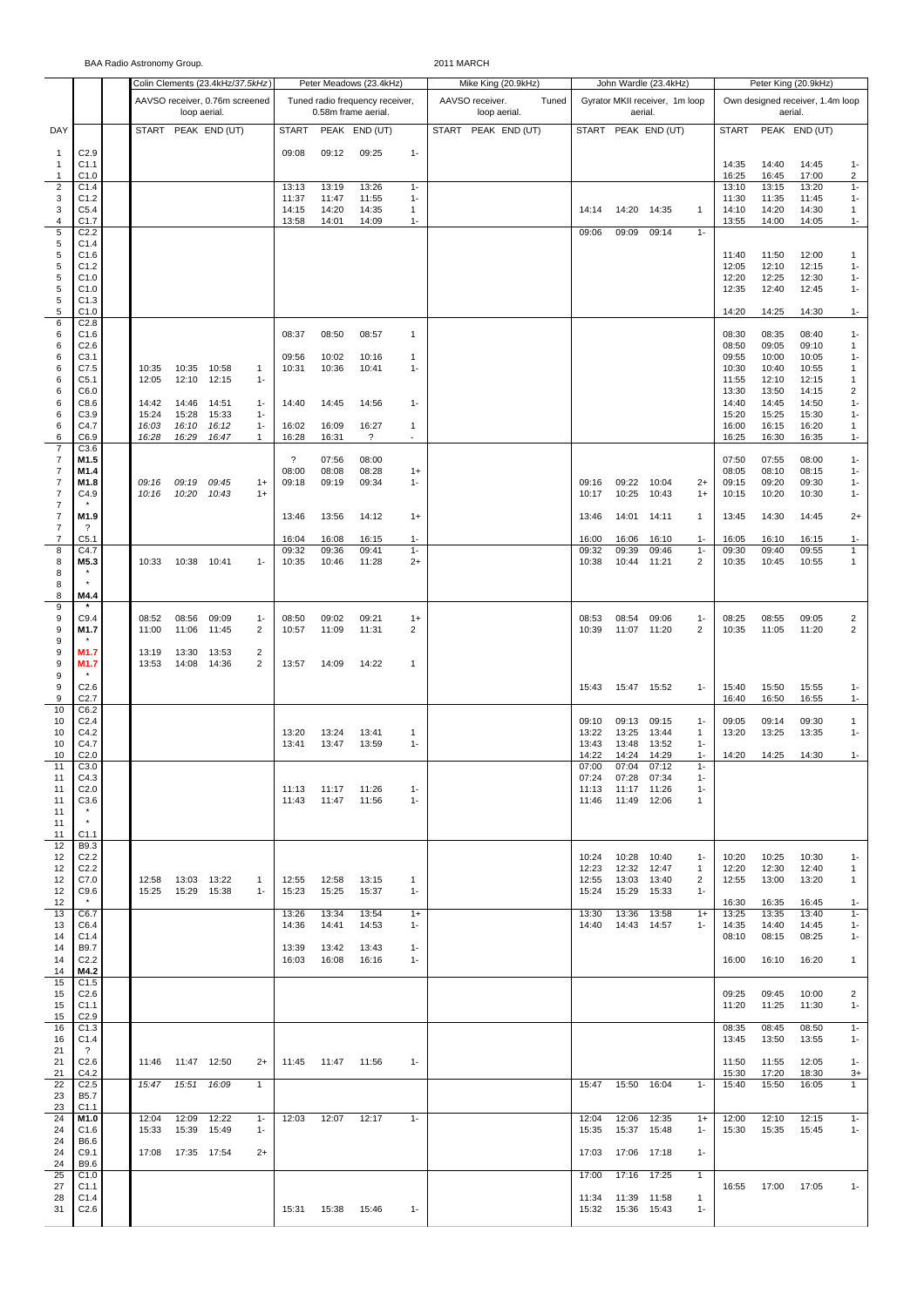BAA Radio Astronomy Group.

2011 MARCH

| DAY | | | Colin Clements (23.4kHz/37.5kHz) AAVSO receiver, 0.76m screened loop aerial. | | | | Peter Meadows (23.4kHz) Tuned radio frequency receiver, 0.58m frame aerial. | | | | Mike King (20.9kHz) AAVSO receiver. Tuned loop aerial. | | | | John Wardle (23.4kHz) Gyrator MKII receiver, 1m loop aerial. | | | | Peter King (20.9kHz) Own designed receiver, 1.4m loop aerial. | | | |
|---|---|---|---|---|---|---|---|---|---|---|---|---|---|---|---|---|---|---|---|---|---|---|
| | | | START | PEAK | END (UT) | | START | PEAK | END (UT) | | START | PEAK | END (UT) | | START | PEAK | END (UT) | | START | PEAK | END (UT) | |
| 1 | C2.9 | | | | | | 09:08 | 09:12 | 09:25 | 1- | | | | | | | | | | | | |
| 1 | C1.1 | | | | | | | | | | | | | | | | | | 14:35 | 14:40 | 14:45 | 1- |
| 1 | C1.0 | | | | | | | | | | | | | | | | | | 16:25 | 16:45 | 17:00 | 2 |
| 2 | C1.4 | | | | | | 13:13 | 13:19 | 13:26 | 1- | | | | | | | | | 13:10 | 13:15 | 13:20 | 1- |
| 3 | C1.2 | | | | | | 11:37 | 11:47 | 11:55 | 1- | | | | | | | | | 11:30 | 11:35 | 11:45 | 1- |
| 3 | C5.4 | | | | | | 14:15 | 14:20 | 14:35 | 1 | | | | | 14:14 | 14:20 | 14:35 | 1 | 14:10 | 14:20 | 14:30 | 1 |
| 4 | C1.7 | | | | | | 13:58 | 14:01 | 14:09 | 1- | | | | | | | | | 13:55 | 14:00 | 14:05 | 1- |
| 5 | C2.2 | | | | | | | | | | | | | | 09:06 | 09:09 | 09:14 | 1- | | | | |
| 5 | C1.4 | | | | | | | | | | | | | | | | | | | | | |
| 5 | C1.6 | | | | | | | | | | | | | | | | | | 11:40 | 11:50 | 12:00 | 1 |
| 5 | C1.2 | | | | | | | | | | | | | | | | | | 12:05 | 12:10 | 12:15 | 1- |
| 5 | C1.0 | | | | | | | | | | | | | | | | | | 12:20 | 12:25 | 12:30 | 1- |
| 5 | C1.0 | | | | | | | | | | | | | | | | | | 12:35 | 12:40 | 12:45 | 1- |
| 5 | C1.3 | | | | | | | | | | | | | | | | | | | | | |
| 5 | C1.0 | | | | | | | | | | | | | | | | | | 14:20 | 14:25 | 14:30 | 1- |
| 6 | C2.8 | | | | | | | | | | | | | | | | | | | | | |
| 6 | C1.6 | | | | | | 08:37 | 08:50 | 08:57 | 1 | | | | | | | | | 08:30 | 08:35 | 08:40 | 1- |
| 6 | C2.6 | | | | | | | | | | | | | | | | | | 08:50 | 09:05 | 09:10 | 1 |
| 6 | C3.1 | | | | | | 09:56 | 10:02 | 10:16 | 1 | | | | | | | | | 09:55 | 10:00 | 10:05 | 1- |
| 6 | C7.5 | | 10:35 | 10:35 | 10:58 | 1 | 10:31 | 10:36 | 10:41 | 1- | | | | | | | | | 10:30 | 10:40 | 10:55 | 1 |
| 6 | C5.1 | | 12:05 | 12:10 | 12:15 | 1- | | | | | | | | | | | | | 11:55 | 12:10 | 12:15 | 1 |
| 6 | C6.0 | | | | | | | | | | | | | | | | | | 13:30 | 13:50 | 14:15 | 2 |
| 6 | C8.6 | | 14:42 | 14:46 | 14:51 | 1- | 14:40 | 14:45 | 14:56 | 1- | | | | | | | | | 14:40 | 14:45 | 14:50 | 1- |
| 6 | C3.9 | | 15:24 | 15:28 | 15:33 | 1- | | | | | | | | | | | | | 15:20 | 15:25 | 15:30 | 1- |
| 6 | C4.7 | | *16:03* | *16:10* | *16:12* | 1- | 16:02 | 16:09 | 16:27 | 1 | | | | | | | | | 16:00 | 16:15 | 16:20 | 1 |
| 6 | C6.9 | | *16:28* | *16:29* | *16:47* | 1 | 16:28 | 16:31 | ? | - | | | | | | | | | 16:25 | 16:30 | 16:35 | 1- |
| 7 | C3.6 | | | | | | | | | | | | | | | | | | | | | |
| 7 | **M1.5** | | | | | | ? | 07:56 | 08:00 | | | | | | | | | | 07:50 | 07:55 | 08:00 | 1- |
| 7 | M1.4 | | | | | | 08:00 | 08:08 | 08:28 | 1+ | | | | | | | | | 08:05 | 08:10 | 08:15 | 1- |
| 7 | **M1.8** | | *09:16* | *09:19* | *09:45* | 1+ | 09:18 | 09:19 | 09:34 | 1- | | | | | 09:16 | 09:22 | 10:04 | 2+ | 09:15 | 09:20 | 09:30 | 1- |
| 7 | C4.9 | | *10:16* | *10:20* | *10:43* | 1+ | | | | | | | | | 10:17 | 10:25 | 10:43 | 1+ | 10:15 | 10:20 | 10:30 | 1- |
| 7 | * | | | | | | | | | | | | | | | | | | | | | |
| 7 | **M1.9** | | | | | | 13:46 | 13:56 | 14:12 | 1+ | | | | | 13:46 | 14:01 | 14:11 | 1 | 13:45 | 14:30 | 14:45 | 2+ |
| 7 | ? | | | | | | | | | | | | | | | | | | | | | |
| 7 | C5.1 | | | | | | 16:04 | 16:08 | 16:15 | 1- | | | | | 16:00 | 16:06 | 16:10 | 1- | 16:05 | 16:10 | 16:15 | 1- |
| 8 | C4.7 | | | | | | 09:32 | 09:36 | 09:41 | 1- | | | | | 09:32 | 09:39 | 09:46 | 1- | 09:30 | 09:40 | 09:55 | 1 |
| 8 | **M5.3** | | 10:33 | 10:38 | 10:41 | 1- | 10:35 | 10:46 | 11:28 | 2+ | | | | | 10:38 | 10:44 | 11:21 | 2 | 10:35 | 10:45 | 10:55 | 1 |
| 8 | * | | | | | | | | | | | | | | | | | | | | | |
| 8 | * | | | | | | | | | | | | | | | | | | | | | |
| 8 | **M4.4** | | | | | | | | | | | | | | | | | | | | | |
| 9 | * | | | | | | | | | | | | | | | | | | | | | |
| 9 | C9.4 | | 08:52 | 08:56 | 09:09 | 1- | 08:50 | 09:02 | 09:21 | 1+ | | | | | 08:53 | 08:54 | 09:06 | 1- | 08:25 | 08:55 | 09:05 | 2 |
| 9 | **M1.7** | | 11:00 | 11:06 | 11:45 | 2 | 10:57 | 11:09 | 11:31 | 2 | | | | | 10:39 | 11:07 | 11:20 | 2 | 10:35 | 11:05 | 11:20 | 2 |
| 9 | * | | | | | | | | | | | | | | | | | | | | | |
| 9 | **M1.7** | | 13:19 | 13:30 | 13:53 | 2 | | | | | | | | | | | | | | | | |
| 9 | **M1.7** | | 13:53 | 14:08 | 14:36 | 2 | 13:57 | 14:09 | 14:22 | 1 | | | | | | | | | | | | |
| 9 | * | | | | | | | | | | | | | | | | | | | | | |
| 9 | C2.6 | | | | | | | | | | | | | | 15:43 | 15:47 | 15:52 | 1- | 15:40 | 15:50 | 15:55 | 1- |
| 9 | C2.7 | | | | | | | | | | | | | | | | | | 16:40 | 16:50 | 16:55 | 1- |
| 10 | C6.2 | | | | | | | | | | | | | | | | | | | | | |
| 10 | C2.4 | | | | | | | | | | | | | | 09:10 | 09:13 | 09:15 | 1- | 09:05 | 09:14 | 09:30 | 1 |
| 10 | C4.2 | | | | | | 13:20 | 13:24 | 13:41 | 1 | | | | | 13:22 | 13:25 | 13:44 | 1 | 13:20 | 13:25 | 13:35 | 1- |
| 10 | C4.7 | | | | | | 13:41 | 13:47 | 13:59 | 1- | | | | | 13:43 | 13:48 | 13:52 | 1- | | | | |
| 10 | C2.0 | | | | | | | | | | | | | | 14:22 | 14:24 | 14:29 | 1- | 14:20 | 14:25 | 14:30 | 1- |
| 11 | C3.0 | | | | | | | | | | | | | | 07:00 | 07:04 | 07:12 | 1- | | | | |
| 11 | C4.3 | | | | | | | | | | | | | | 07:24 | 07:28 | 07:34 | 1- | | | | |
| 11 | C2.0 | | | | | | 11:13 | 11:17 | 11:26 | 1- | | | | | 11:13 | 11:17 | 11:26 | 1- | | | | |
| 11 | C3.6 | | | | | | 11:43 | 11:47 | 11:56 | 1- | | | | | 11:46 | 11:49 | 12:06 | 1 | | | | |
| 11 | * | | | | | | | | | | | | | | | | | | | | | |
| 11 | * | | | | | | | | | | | | | | | | | | | | | |
| 11 | C1.1 | | | | | | | | | | | | | | | | | | | | | |
| 12 | B9.3 | | | | | | | | | | | | | | | | | | | | | |
| 12 | C2.2 | | | | | | | | | | | | | | 10:24 | 10:28 | 10:40 | 1- | 10:20 | 10:25 | 10:30 | 1- |
| 12 | C2.2 | | | | | | | | | | | | | | 12:23 | 12:32 | 12:47 | 1 | 12:20 | 12:30 | 12:40 | 1 |
| 12 | C7.0 | | 12:58 | 13:03 | 13:22 | 1 | 12:55 | 12:58 | 13:15 | 1 | | | | | 12:55 | 13:03 | 13:40 | 2 | 12:55 | 13:00 | 13:20 | 1 |
| 12 | C9.6 | | 15:25 | 15:29 | 15:38 | 1- | 15:23 | 15:25 | 15:37 | 1- | | | | | 15:24 | 15:29 | 15:33 | 1- | | | | |
| 12 | * | | | | | | | | | | | | | | | | | | 16:30 | 16:35 | 16:45 | 1- |
| 13 | C6.7 | | | | | | 13:26 | 13:34 | 13:54 | 1+ | | | | | 13:30 | 13:36 | 13:58 | 1+ | 13:25 | 13:35 | 13:40 | 1- |
| 13 | C6.4 | | | | | | 14:36 | 14:41 | 14:53 | 1- | | | | | 14:40 | 14:43 | 14:57 | 1- | 14:35 | 14:40 | 14:45 | 1- |
| 14 | C1.4 | | | | | | | | | | | | | | | | | | 08:10 | 08:15 | 08:25 | 1- |
| 14 | B9.7 | | | | | | 13:39 | 13:42 | 13:43 | 1- | | | | | | | | | | | | |
| 14 | C2.2 | | | | | | 16:03 | 16:08 | 16:16 | 1- | | | | | | | | | 16:00 | 16:10 | 16:20 | 1 |
| 14 | **M4.2** | | | | | | | | | | | | | | | | | | | | | |
| 15 | C1.5 | | | | | | | | | | | | | | | | | | | | | |
| 15 | C2.6 | | | | | | | | | | | | | | | | | | 09:25 | 09:45 | 10:00 | 2 |
| 15 | C1.1 | | | | | | | | | | | | | | | | | | 11:20 | 11:25 | 11:30 | 1- |
| 15 | C2.9 | | | | | | | | | | | | | | | | | | | | | |
| 16 | C1.3 | | | | | | | | | | | | | | | | | | 08:35 | 08:45 | 08:50 | 1- |
| 16 | C1.4 | | | | | | | | | | | | | | | | | | 13:45 | 13:50 | 13:55 | 1- |
| 21 | ? | | | | | | | | | | | | | | | | | | | | | |
| 21 | C2.6 | | 11:46 | 11:47 | 12:50 | 2+ | 11:45 | 11:47 | 11:56 | 1- | | | | | | | | | 11:50 | 11:55 | 12:05 | 1- |
| 21 | C4.2 | | | | | | | | | | | | | | | | | | 15:30 | 17:20 | 18:30 | 3+ |
| 22 | C2.5 | | *15:47* | *15:51* | *16:09* | 1 | | | | | | | | | 15:47 | 15:50 | 16:04 | 1- | 15:40 | 15:50 | 16:05 | 1 |
| 23 | B5.7 | | | | | | | | | | | | | | | | | | | | | |
| 23 | C1.1 | | | | | | | | | | | | | | | | | | | | | |
| 24 | **M1.0** | | 12:04 | 12:09 | 12:22 | 1- | 12:03 | 12:07 | 12:17 | 1- | | | | | 12:04 | 12:06 | 12:35 | 1+ | 12:00 | 12:10 | 12:15 | 1- |
| 24 | C1.6 | | 15:33 | 15:39 | 15:49 | 1- | | | | | | | | | 15:35 | 15:37 | 15:48 | 1- | 15:30 | 15:35 | 15:45 | 1- |
| 24 | B6.6 | | | | | | | | | | | | | | | | | | | | | |
| 24 | C9.1 | | 17:08 | 17:35 | 17:54 | 2+ | | | | | | | | | 17:03 | 17:06 | 17:18 | 1- | | | | |
| 24 | B9.6 | | | | | | | | | | | | | | | | | | | | | |
| 25 | C1.0 | | | | | | | | | | | | | | 17:00 | 17:16 | 17:25 | 1 | | | | |
| 27 | C1.1 | | | | | | | | | | | | | | | | | | 16:55 | 17:00 | 17:05 | 1- |
| 28 | C1.4 | | | | | | | | | | | | | | 11:34 | 11:39 | 11:58 | 1 | | | | |
| 31 | C2.6 | | | | | | 15:31 | 15:38 | 15:46 | 1- | | | | | 15:32 | 15:36 | 15:43 | 1- | | | | |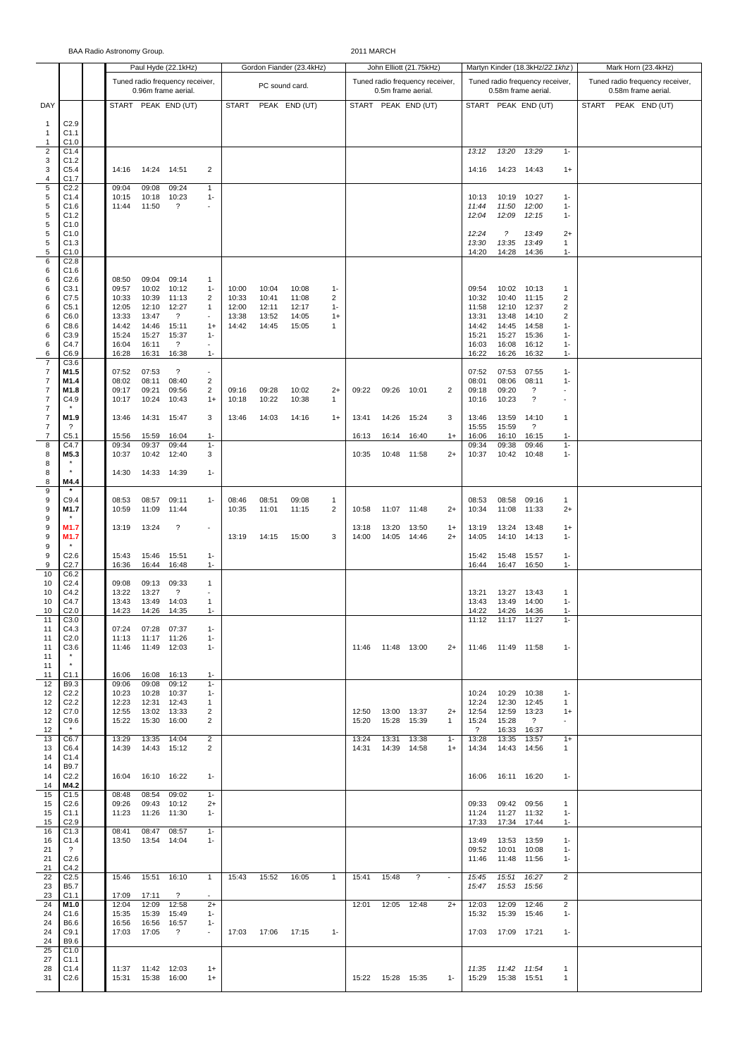BAA Radio Astronomy Group.

2011 MARCH

| | | Paul Hyde (22.1kHz) | | | | Gordon Fiander (23.4kHz) | | | | John Elliott (21.75kHz) | | | | Martyn Kinder (18.3kHz/22.1khz) | | | | Mark Horn (23.4kHz) | | | |
|---|---|---|---|---|---|---|---|---|---|---|---|---|---|---|---|---|---|---|---|---|---|
| | | Tuned radio frequency receiver, 0.96m frame aerial. | | | | PC sound card. | | | | Tuned radio frequency receiver, 0.5m frame aerial. | | | | Tuned radio frequency receiver, 0.58m frame aerial. | | | | Tuned radio frequency receiver, 0.58m frame aerial. | | | |
| DAY | | START | PEAK | END (UT) | | START | PEAK | END (UT) | | START | PEAK | END (UT) | | START | PEAK | END (UT) | | START | PEAK | END (UT) | |
| 1 | C2.9 | | | | | | | | | | | | | | | | | | | | |
| 1 | C1.1 | | | | | | | | | | | | | | | | | | | | |
| 1 | C1.0 | | | | | | | | | | | | | | | | | | | | |
| 2 | C1.4 | | | | | | | | | | | | | 13:12 | 13:20 | 13:29 | 1- | | | | |
| 3 | C1.2 | | | | | | | | | | | | | | | | | | | | |
| 3 | C5.4 | 14:16 | 14:24 | 14:51 | 2 | | | | | | | | | 14:16 | 14:23 | 14:43 | 1+ | | | | |
| 4 | C1.7 | | | | | | | | | | | | | | | | | | | | |
| 5 | C2.2 | 09:04 | 09:08 | 09:24 | 1 | | | | | | | | | | | | | | | | |
| 5 | C1.4 | 10:15 | 10:18 | 10:23 | 1- | | | | | | | | | 10:13 | 10:19 | 10:27 | 1- | | | | |
| 5 | C1.6 | 11:44 | 11:50 | ? | - | | | | | | | | | 11:44 | 11:50 | 12:00 | 1- | | | | |
| 5 | C1.2 | | | | | | | | | | | | | 12:04 | 12:09 | 12:15 | 1- | | | | |
| 5 | C1.0 | | | | | | | | | | | | | | | | | | | | |
| 5 | C1.0 | | | | | | | | | | | | | 12:24 | ? | 13:49 | 2+ | | | | |
| 5 | C1.3 | | | | | | | | | | | | | 13:30 | 13:35 | 13:49 | 1 | | | | |
| 5 | C1.0 | | | | | | | | | | | | | 14:20 | 14:28 | 14:36 | 1- | | | | |
| 6 | C2.8 | | | | | | | | | | | | | | | | | | | | |
| 6 | C1.6 | | | | | | | | | | | | | | | | | | | | |
| 6 | C2.6 | 08:50 | 09:04 | 09:14 | 1 | | | | | | | | | | | | | | | | |
| 6 | C3.1 | 09:57 | 10:02 | 10:12 | 1- | 10:00 | 10:04 | 10:08 | 1- | | | | | 09:54 | 10:02 | 10:13 | 1 | | | | |
| 6 | C7.5 | 10:33 | 10:39 | 11:13 | 2 | 10:33 | 10:41 | 11:08 | 2 | | | | | 10:32 | 10:40 | 11:15 | 2 | | | | |
| 6 | C5.1 | 12:05 | 12:10 | 12:27 | 1 | 12:00 | 12:11 | 12:17 | 1- | | | | | 11:58 | 12:10 | 12:37 | 2 | | | | |
| 6 | C6.0 | 13:33 | 13:47 | ? | - | 13:38 | 13:52 | 14:05 | 1+ | | | | | 13:31 | 13:48 | 14:10 | 2 | | | | |
| 6 | C8.6 | 14:42 | 14:46 | 15:11 | 1+ | 14:42 | 14:45 | 15:05 | 1 | | | | | 14:42 | 14:45 | 14:58 | 1- | | | | |
| 6 | C3.9 | 15:24 | 15:27 | 15:37 | 1- | | | | | | | | | 15:21 | 15:27 | 15:36 | 1- | | | | |
| 6 | C4.7 | 16:04 | 16:11 | ? | - | | | | | | | | | 16:03 | 16:08 | 16:12 | 1- | | | | |
| 6 | C6.9 | 16:28 | 16:31 | 16:38 | 1- | | | | | | | | | 16:22 | 16:26 | 16:32 | 1- | | | | |
| 7 | C3.6 | | | | | | | | | | | | | | | | | | | | |
| 7 | **M1.5** | 07:52 | 07:53 | ? | - | | | | | | | | | 07:52 | 07:53 | 07:55 | 1- | | | | |
| 7 | **M1.4** | 08:02 | 08:11 | 08:40 | 2 | | | | | | | | | 08:01 | 08:06 | 08:11 | 1- | | | | |
| 7 | **M1.8** | 09:17 | 09:21 | 09:56 | 2 | 09:16 | 09:28 | 10:02 | 2+ | 09:22 | 09:26 | 10:01 | 2 | 09:18 | 09:20 | ? | - | | | | |
| 7 | C4.9 | 10:17 | 10:24 | 10:43 | 1+ | 10:18 | 10:22 | 10:38 | 1 | | | | | 10:16 | 10:23 | ? | - | | | | |
| 7 | * | | | | | | | | | | | | | | | | | | | | |
| 7 | **M1.9** | 13:46 | 14:31 | 15:47 | 3 | 13:46 | 14:03 | 14:16 | 1+ | 13:41 | 14:26 | 15:24 | 3 | 13:46 | 13:59 | 14:10 | 1 | | | | |
| 7 | ? | | | | | | | | | | | | | 15:55 | 15:59 | ? | | | | | |
| 7 | C5.1 | 15:56 | 15:59 | 16:04 | 1- | | | | | 16:13 | 16:14 | 16:40 | 1+ | 16:06 | 16:10 | 16:15 | 1- | | | | |
| 8 | C4.7 | 09:34 | 09:37 | 09:44 | 1- | | | | | | | | | 09:34 | 09:38 | 09:46 | 1- | | | | |
| 8 | **M5.3** | 10:37 | 10:42 | 12:40 | 3 | | | | | 10:35 | 10:48 | 11:58 | 2+ | 10:37 | 10:42 | 10:48 | 1- | | | | |
| 8 | * | | | | | | | | | | | | | | | | | | | | |
| 8 | * | 14:30 | 14:33 | 14:39 | 1- | | | | | | | | | | | | | | | | |
| 8 | **M4.4** | | | | | | | | | | | | | | | | | | | | |
| 9 | * | | | | | | | | | | | | | | | | | | | | |
| 9 | C9.4 | 08:53 | 08:57 | 09:11 | 1- | 08:46 | 08:51 | 09:08 | 1 | | | | | 08:53 | 08:58 | 09:16 | 1 | | | | |
| 9 | **M1.7** | 10:59 | 11:09 | 11:44 | | 10:35 | 11:01 | 11:15 | 2 | 10:58 | 11:07 | 11:48 | 2+ | 10:34 | 11:08 | 11:33 | 2+ | | | | |
| 9 | * | | | | | | | | | | | | | | | | | | | | |
| 9 | **M1.7** | 13:19 | 13:24 | ? | - | | | | | 13:18 | 13:20 | 13:50 | 1+ | 13:19 | 13:24 | 13:48 | 1+ | | | | |
| 9 | **M1.7** | | | | | 13:19 | 14:15 | 15:00 | 3 | 14:00 | 14:05 | 14:46 | 2+ | 14:05 | 14:10 | 14:13 | 1- | | | | |
| 9 | * | | | | | | | | | | | | | | | | | | | | |
| 9 | C2.6 | 15:43 | 15:46 | 15:51 | 1- | | | | | | | | | 15:42 | 15:48 | 15:57 | 1- | | | | |
| 9 | C2.7 | 16:36 | 16:44 | 16:48 | 1- | | | | | | | | | 16:44 | 16:47 | 16:50 | 1- | | | | |
| 10 | C6.2 | | | | | | | | | | | | | | | | | | | | |
| 10 | C2.4 | 09:08 | 09:13 | 09:33 | 1 | | | | | | | | | | | | | | | | |
| 10 | C4.2 | 13:22 | 13:27 | ? | - | | | | | | | | | 13:21 | 13:27 | 13:43 | 1 | | | | |
| 10 | C4.7 | 13:43 | 13:49 | 14:03 | 1 | | | | | | | | | 13:43 | 13:49 | 14:00 | 1- | | | | |
| 10 | C2.0 | 14:23 | 14:26 | 14:35 | 1- | | | | | | | | | 14:22 | 14:26 | 14:36 | 1- | | | | |
| 11 | C3.0 | | | | | | | | | | | | | 11:12 | 11:17 | 11:27 | 1- | | | | |
| 11 | C4.3 | 07:24 | 07:28 | 07:37 | 1- | | | | | | | | | | | | | | | | |
| 11 | C2.0 | 11:13 | 11:17 | 11:26 | 1- | | | | | | | | | | | | | | | | |
| 11 | C3.6 | 11:46 | 11:49 | 12:03 | 1- | | | | | 11:46 | 11:48 | 13:00 | 2+ | 11:46 | 11:49 | 11:58 | 1- | | | | |
| 11 | * | | | | | | | | | | | | | | | | | | | | |
| 11 | * | | | | | | | | | | | | | | | | | | | | |
| 11 | C1.1 | 16:06 | 16:08 | 16:13 | 1- | | | | | | | | | | | | | | | | |
| 12 | B9.3 | 09:06 | 09:08 | 09:12 | 1- | | | | | | | | | | | | | | | | |
| 12 | C2.2 | 10:23 | 10:28 | 10:37 | 1- | | | | | | | | | 10:24 | 10:29 | 10:38 | 1- | | | | |
| 12 | C2.2 | 12:23 | 12:31 | 12:43 | 1 | | | | | | | | | 12:24 | 12:30 | 12:45 | 1 | | | | |
| 12 | C7.0 | 12:55 | 13:02 | 13:33 | 2 | | | | | 12:50 | 13:00 | 13:37 | 2+ | 12:54 | 12:59 | 13:23 | 1+ | | | | |
| 12 | C9.6 | 15:22 | 15:30 | 16:00 | 2 | | | | | 15:20 | 15:28 | 15:39 | 1 | 15:24 | 15:28 | ? | - | | | | |
| 12 | * | | | | | | | | | | | | | ? | 16:33 | 16:37 | | | | | |
| 13 | C6.7 | 13:29 | 13:35 | 14:04 | 2 | | | | | 13:24 | 13:31 | 13:38 | 1- | 13:28 | 13:35 | 13:57 | 1+ | | | | |
| 13 | C6.4 | 14:39 | 14:43 | 15:12 | 2 | | | | | 14:31 | 14:39 | 14:58 | 1+ | 14:34 | 14:43 | 14:56 | 1 | | | | |
| 14 | C1.4 | | | | | | | | | | | | | | | | | | | | |
| 14 | B9.7 | | | | | | | | | | | | | | | | | | | | |
| 14 | C2.2 | 16:04 | 16:10 | 16:22 | 1- | | | | | | | | | 16:06 | 16:11 | 16:20 | 1- | | | | |
| 14 | **M4.2** | | | | | | | | | | | | | | | | | | | | |
| 15 | C1.5 | 08:48 | 08:54 | 09:02 | 1- | | | | | | | | | | | | | | | | |
| 15 | C2.6 | 09:26 | 09:43 | 10:12 | 2+ | | | | | | | | | 09:33 | 09:42 | 09:56 | 1 | | | | |
| 15 | C1.1 | 11:23 | 11:26 | 11:30 | 1- | | | | | | | | | 11:24 | 11:27 | 11:32 | 1- | | | | |
| 15 | C2.9 | | | | | | | | | | | | | 17:33 | 17:34 | 17:44 | 1- | | | | |
| 16 | C1.3 | 08:41 | 08:47 | 08:57 | 1- | | | | | | | | | | | | | | | | |
| 16 | C1.4 | 13:50 | 13:54 | 14:04 | 1- | | | | | | | | | 13:49 | 13:53 | 13:59 | 1- | | | | |
| 21 | ? | | | | | | | | | | | | | 09:52 | 10:01 | 10:08 | 1- | | | | |
| 21 | C2.6 | | | | | | | | | | | | | 11:46 | 11:48 | 11:56 | 1- | | | | |
| 21 | C4.2 | | | | | | | | | | | | | | | | | | | | |
| 22 | C2.5 | 15:46 | 15:51 | 16:10 | 1 | 15:43 | 15:52 | 16:05 | 1 | 15:41 | 15:48 | ? | - | 15:45 | 15:51 | 16:27 | 2 | | | | |
| 23 | B5.7 | | | | | | | | | | | | | 15:47 | 15:53 | 15:56 | | | | | |
| 23 | C1.1 | 17:09 | 17:11 | ? | - | | | | | | | | | | | | | | | | |
| 24 | **M1.0** | 12:04 | 12:09 | 12:58 | 2+ | | | | | 12:01 | 12:05 | 12:48 | 2+ | 12:03 | 12:09 | 12:46 | 2 | | | | |
| 24 | C1.6 | 15:35 | 15:39 | 15:49 | 1- | | | | | | | | | 15:32 | 15:39 | 15:46 | 1- | | | | |
| 24 | B6.6 | 16:56 | 16:56 | 16:57 | 1- | | | | | | | | | | | | | | | | |
| 24 | C9.1 | 17:03 | 17:05 | ? | - | 17:03 | 17:06 | 17:15 | 1- | | | | | 17:03 | 17:09 | 17:21 | 1- | | | | |
| 24 | B9.6 | | | | | | | | | | | | | | | | | | | | |
| 25 | C1.0 | | | | | | | | | | | | | | | | | | | | |
| 27 | C1.1 | | | | | | | | | | | | | | | | | | | | |
| 28 | C1.4 | 11:37 | 11:42 | 12:03 | 1+ | | | | | | | | | 11:35 | 11:42 | 11:54 | 1 | | | | |
| 31 | C2.6 | 15:31 | 15:38 | 16:00 | 1+ | | | | | 15:22 | 15:28 | 15:35 | 1- | 15:29 | 15:38 | 15:51 | 1 | | | | |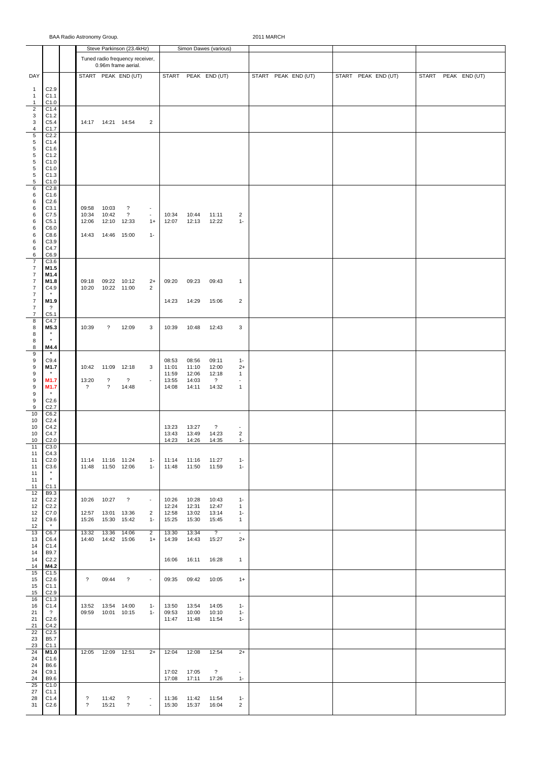BAA Radio Astronomy Group.

2011 MARCH

| DAY | | | Steve Parkinson (23.4kHz) Tuned radio frequency receiver, 0.96m frame aerial. START | PEAK | END (UT) | | Simon Dawes (various) START | PEAK | END (UT) | | START | PEAK | END (UT) | START | PEAK | END (UT) | START | PEAK | END (UT) |
|---|---|---|---|---|---|---|---|---|---|---|---|---|---|---|---|---|---|---|---|---|
| 1 | C2.9 | | | | | | | | | | | | | | | | | | | |
| 1 | C1.1 | | | | | | | | | | | | | | | | | | | |
| 1 | C1.0 | | | | | | | | | | | | | | | | | | | |
| 2 | C1.4 | | | | | | | | | | | | | | | | | | | |
| 3 | C1.2 | | | | | | | | | | | | | | | | | | | |
| 3 | C5.4 | | 14:17 | 14:21 | 14:54 | 2 | | | | | | | | | | | | | | |
| 4 | C1.7 | | | | | | | | | | | | | | | | | | | |
| 5 | C2.2 | | | | | | | | | | | | | | | | | | | |
| 5 | C1.4 | | | | | | | | | | | | | | | | | | | |
| 5 | C1.6 | | | | | | | | | | | | | | | | | | | |
| 5 | C1.2 | | | | | | | | | | | | | | | | | | | |
| 5 | C1.0 | | | | | | | | | | | | | | | | | | | |
| 5 | C1.0 | | | | | | | | | | | | | | | | | | | |
| 5 | C1.3 | | | | | | | | | | | | | | | | | | | |
| 5 | C1.0 | | | | | | | | | | | | | | | | | | | |
| 6 | C2.8 | | | | | | | | | | | | | | | | | | | |
| 6 | C1.6 | | | | | | | | | | | | | | | | | | | |
| 6 | C2.6 | | | | | | | | | | | | | | | | | | | |
| 6 | C3.1 | | 09:58 | 10:03 | ? | - | | | | | | | | | | | | | | |
| 6 | C7.5 | | 10:34 | 10:42 | ? | - | 10:34 | 10:44 | 11:11 | 2 | | | | | | | | | | |
| 6 | C5.1 | | 12:06 | 12:10 | 12:33 | 1+ | 12:07 | 12:13 | 12:22 | 1- | | | | | | | | | | |
| 6 | C6.0 | | | | | | | | | | | | | | | | | | | |
| 6 | C8.6 | | 14:43 | 14:46 | 15:00 | 1- | | | | | | | | | | | | | | |
| 6 | C3.9 | | | | | | | | | | | | | | | | | | | |
| 6 | C4.7 | | | | | | | | | | | | | | | | | | | |
| 6 | C6.9 | | | | | | | | | | | | | | | | | | | |
| 7 | C3.6 | | | | | | | | | | | | | | | | | | | |
| 7 | **M1.5** | | | | | | | | | | | | | | | | | | | |
| 7 | **M1.4** | | | | | | | | | | | | | | | | | | | |
| 7 | **M1.8** | | 09:18 | 09:22 | 10:12 | 2+ | 09:20 | 09:23 | 09:43 | 1 | | | | | | | | | | |
| 7 | C4.9 | | 10:20 | 10:22 | 11:00 | 2 | | | | | | | | | | | | | | |
| 7 | * | | | | | | | | | | | | | | | | | | | |
| 7 | **M1.9** | | | | | | 14:23 | 14:29 | 15:06 | 2 | | | | | | | | | | |
| 7 | ? | | | | | | | | | | | | | | | | | | | |
| 7 | C5.1 | | | | | | | | | | | | | | | | | | | |
| 8 | C4.7 | | | | | | | | | | | | | | | | | | | |
| 8 | **M5.3** | | 10:39 | ? | 12:09 | 3 | 10:39 | 10:48 | 12:43 | 3 | | | | | | | | | | |
| 8 | * | | | | | | | | | | | | | | | | | | | |
| 8 | * | | | | | | | | | | | | | | | | | | | |
| 8 | **M4.4** | | | | | | | | | | | | | | | | | | | |
| 9 | * | | | | | | | | | | | | | | | | | | | |
| 9 | C9.4 | | | | | | 08:53 | 08:56 | 09:11 | 1- | | | | | | | | | | |
| 9 | **M1.7** | | 10:42 | 11:09 | 12:18 | 3 | 11:01 | 11:10 | 12:00 | 2+ | | | | | | | | | | |
| 9 | * | | | | | | 11:59 | 12:06 | 12:18 | 1 | | | | | | | | | | |
| 9 | **M1.7** | | 13:20 | ? | ? | - | 13:55 | 14:03 | ? | - | | | | | | | | | | |
| 9 | **M1.7** | | ? | ? | 14:48 | | 14:08 | 14:11 | 14:32 | 1 | | | | | | | | | | |
| 9 | * | | | | | | | | | | | | | | | | | | | |
| 9 | C2.6 | | | | | | | | | | | | | | | | | | | |
| 9 | C2.7 | | | | | | | | | | | | | | | | | | | |
| 10 | C6.2 | | | | | | | | | | | | | | | | | | | |
| 10 | C2.4 | | | | | | | | | | | | | | | | | | | |
| 10 | C4.2 | | | | | | 13:23 | 13:27 | ? | - | | | | | | | | | | |
| 10 | C4.7 | | | | | | 13:43 | 13:49 | 14:23 | 2 | | | | | | | | | | |
| 10 | C2.0 | | | | | | 14:23 | 14:26 | 14:35 | 1- | | | | | | | | | | |
| 11 | C3.0 | | | | | | | | | | | | | | | | | | | |
| 11 | C4.3 | | | | | | | | | | | | | | | | | | | |
| 11 | C2.0 | | 11:14 | 11:16 | 11:24 | 1- | 11:14 | 11:16 | 11:27 | 1- | | | | | | | | | | |
| 11 | C3.6 | | 11:48 | 11:50 | 12:06 | 1- | 11:48 | 11:50 | 11:59 | 1- | | | | | | | | | | |
| 11 | * | | | | | | | | | | | | | | | | | | | |
| 11 | * | | | | | | | | | | | | | | | | | | | |
| 11 | C1.1 | | | | | | | | | | | | | | | | | | | |
| 12 | B9.3 | | | | | | | | | | | | | | | | | | | |
| 12 | C2.2 | | 10:26 | 10:27 | ? | - | 10:26 | 10:28 | 10:43 | 1- | | | | | | | | | | |
| 12 | C2.2 | | | | | | 12:24 | 12:31 | 12:47 | 1 | | | | | | | | | | |
| 12 | C7.0 | | 12:57 | 13:01 | 13:36 | 2 | 12:58 | 13:02 | 13:14 | 1- | | | | | | | | | | |
| 12 | C9.6 | | 15:26 | 15:30 | 15:42 | 1- | 15:25 | 15:30 | 15:45 | 1 | | | | | | | | | | |
| 12 | * | | | | | | | | | | | | | | | | | | | |
| 13 | C6.7 | | 13:32 | 13:36 | 14:06 | 2 | 13:30 | 13:34 | ? | - | | | | | | | | | | |
| 13 | C6.4 | | 14:40 | 14:42 | 15:06 | 1+ | 14:39 | 14:43 | 15:27 | 2+ | | | | | | | | | | |
| 14 | C1.4 | | | | | | | | | | | | | | | | | | | |
| 14 | B9.7 | | | | | | | | | | | | | | | | | | | |
| 14 | C2.2 | | | | | | 16:06 | 16:11 | 16:28 | 1 | | | | | | | | | | |
| 14 | **M4.2** | | | | | | | | | | | | | | | | | | | |
| 15 | C1.5 | | | | | | | | | | | | | | | | | | | |
| 15 | C2.6 | | ? | 09:44 | ? | - | 09:35 | 09:42 | 10:05 | 1+ | | | | | | | | | | |
| 15 | C1.1 | | | | | | | | | | | | | | | | | | | |
| 15 | C2.9 | | | | | | | | | | | | | | | | | | | |
| 16 | C1.3 | | | | | | | | | | | | | | | | | | | |
| 16 | C1.4 | | 13:52 | 13:54 | 14:00 | 1- | 13:50 | 13:54 | 14:05 | 1- | | | | | | | | | | |
| 21 | ? | | 09:59 | 10:01 | 10:15 | 1- | 09:53 | 10:00 | 10:10 | 1- | | | | | | | | | | |
| 21 | C2.6 | | | | | | 11:47 | 11:48 | 11:54 | 1- | | | | | | | | | | |
| 21 | C4.2 | | | | | | | | | | | | | | | | | | | |
| 22 | C2.5 | | | | | | | | | | | | | | | | | | | |
| 23 | B5.7 | | | | | | | | | | | | | | | | | | | |
| 23 | C1.1 | | | | | | | | | | | | | | | | | | | |
| 24 | **M1.0** | | 12:05 | 12:09 | 12:51 | 2+ | 12:04 | 12:08 | 12:54 | 2+ | | | | | | | | | | |
| 24 | C1.6 | | | | | | | | | | | | | | | | | | | |
| 24 | B6.6 | | | | | | | | | | | | | | | | | | | |
| 24 | C9.1 | | | | | | 17:02 | 17:05 | ? | - | | | | | | | | | | |
| 24 | B9.6 | | | | | | 17:08 | 17:11 | 17:26 | 1- | | | | | | | | | | |
| 25 | C1.0 | | | | | | | | | | | | | | | | | | | |
| 27 | C1.1 | | | | | | | | | | | | | | | | | | | |
| 28 | C1.4 | | ? | 11:42 | ? | - | 11:36 | 11:42 | 11:54 | 1- | | | | | | | | | | |
| 31 | C2.6 | | ? | 15:21 | ? | - | 15:30 | 15:37 | 16:04 | 2 | | | | | | | | | | |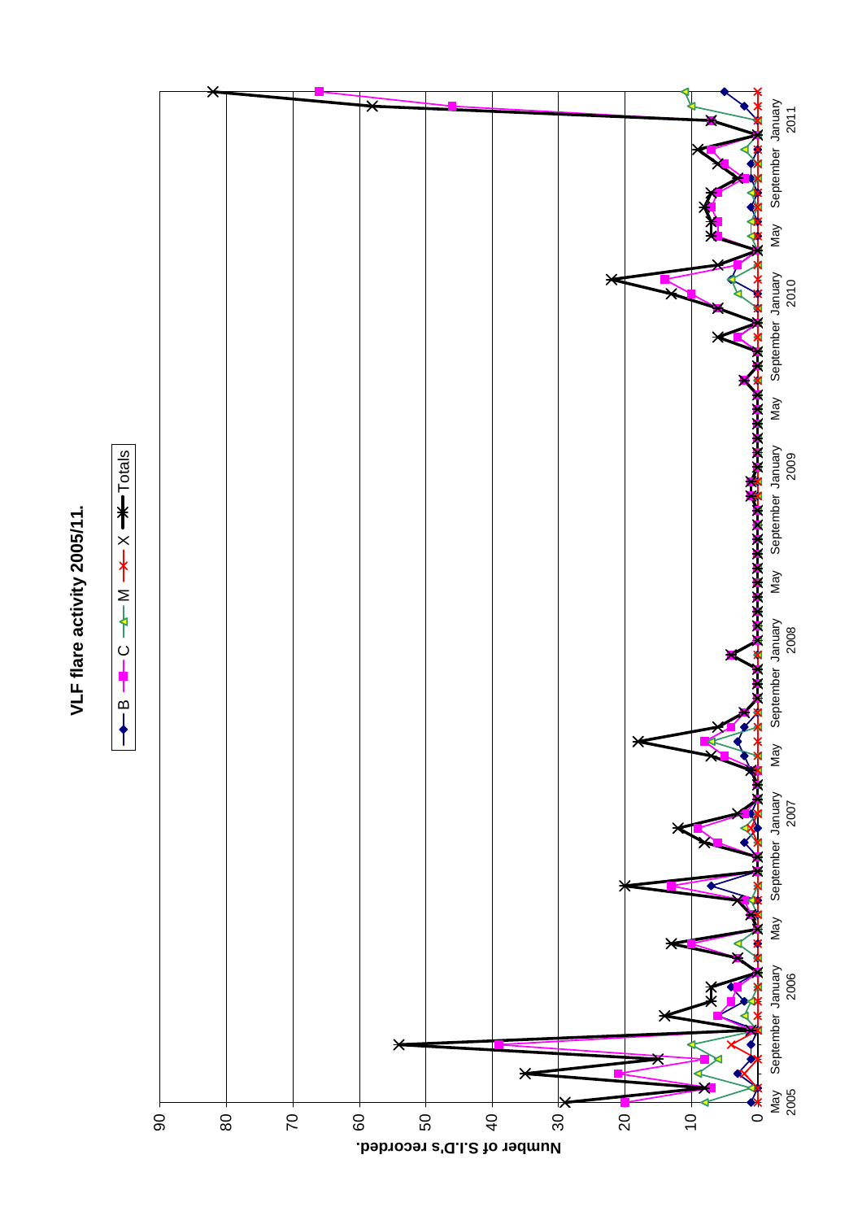**VLF flare activity 2005/11.**

B — C — M — X — Totals

Number of S.I.D's recorded.

0 10 20 30 40 50 60 70 80 90

May 2005 · September · January 2006 · May · September · January 2007 · May · September · January 2008 · May · September · January 2009 · May · September · January 2010 · May · September · January 2011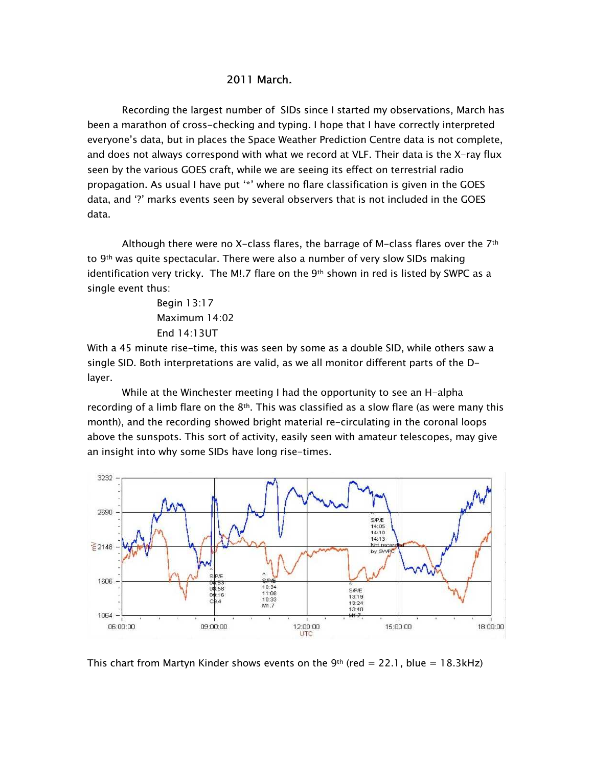# 2011 March.

Recording the largest number of SIDs since I started my observations, March has been a marathon of cross-checking and typing. I hope that I have correctly interpreted everyone's data, but in places the Space Weather Prediction Centre data is not complete, and does not always correspond with what we record at VLF. Their data is the X-ray flux seen by the various GOES craft, while we are seeing its effect on terrestrial radio propagation. As usual I have put '*' where no flare classification is given in the GOES data, and '?' marks events seen by several observers that is not included in the GOES data.

Although there were no X-class flares, the barrage of M-class flares over the 7th to 9th was quite spectacular. There were also a number of very slow SIDs making identification very tricky. The M!.7 flare on the 9th shown in red is listed by SWPC as a single event thus:

Begin 13:17
Maximum 14:02
End 14:13UT

With a 45 minute rise-time, this was seen by some as a double SID, while others saw a single SID. Both interpretations are valid, as we all monitor different parts of the D-layer.

While at the Winchester meeting I had the opportunity to see an H-alpha recording of a limb flare on the 8th. This was classified as a slow flare (as were many this month), and the recording showed bright material re-circulating in the coronal loops above the sunspots. This sort of activity, easily seen with amateur telescopes, may give an insight into why some SIDs have long rise-times.

This chart from Martyn Kinder shows events on the 9th (red = 22.1, blue = 18.3kHz)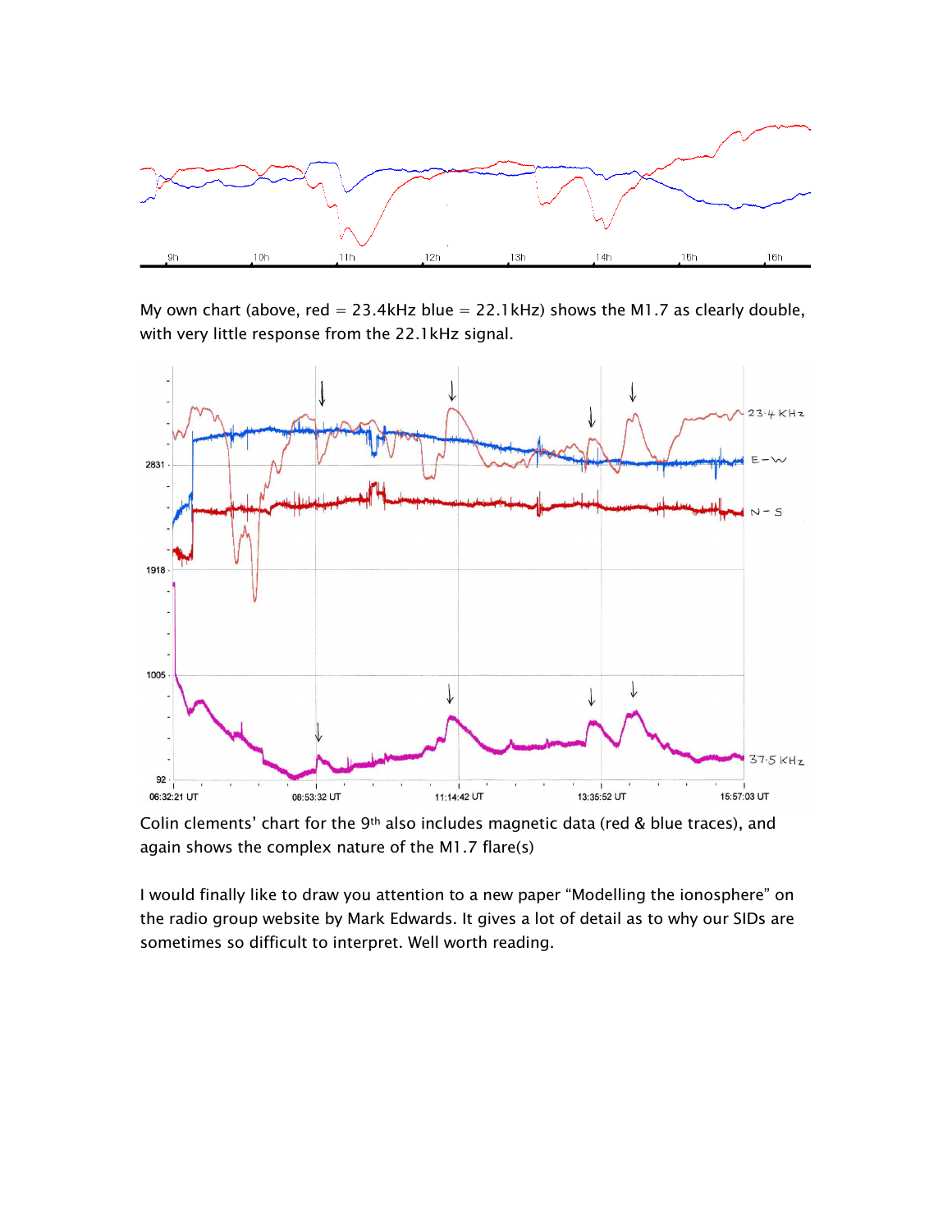My own chart (above, red = 23.4kHz blue = 22.1kHz) shows the M1.7 as clearly double, with very little response from the 22.1kHz signal.

Colin clements' chart for the 9th also includes magnetic data (red & blue traces), and again shows the complex nature of the M1.7 flare(s)

I would finally like to draw you attention to a new paper "Modelling the ionosphere" on the radio group website by Mark Edwards. It gives a lot of detail as to why our SIDs are sometimes so difficult to interpret. Well worth reading.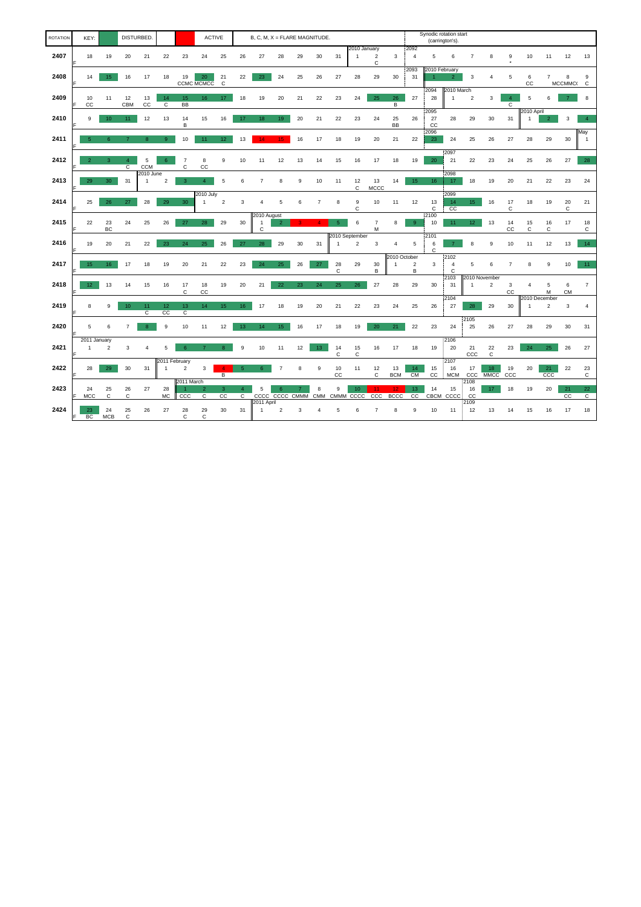| ROTATION | KEY: | | DISTURBED. | | | ACTIVE | | | B, C, M, X = FLARE MAGNITUDE. | | | | | | | | | | Synodic rotation start (carrington's). | | | | | | | |
|---|---|---|---|---|---|---|---|---|---|---|---|---|---|---|---|---|---|---|---|---|---|---|---|---|---|---|
| 2407 | 18 | 19 | 20 | 21 | 22 | 23 | 24 | 25 | 26 | 27 | 28 | 29 | 30 | 31 | 2010 January 1 | 2 C | 3 | 2092 4 | 5 | 6 | 7 | 8 | 9 * | 10 | 11 | 12 | 13 |
| 2408 | 14 | 15 | 16 | 17 | 18 | 19 CCMC | 20 MCMCC | 21 C | 22 | 23 | 24 | 25 | 26 | 27 | 28 | 29 | 30 | 2093 31 | 2010 February 1 | 2 | 3 | 4 | 5 | 6 CC | 7 | 8 MCCMMC( | 9 C |
| 2409 | 10 CC | 11 | 12 CBM | 13 CC | 14 C | 15 BB | 16 | 17 | 18 | 19 | 20 | 21 | 22 | 23 | 24 | 25 | 26 B | 27 | 2094 28 | 2010 March 1 | 2 | 3 | 4 C | 5 | 6 | 7 | 8 |
| 2410 | 9 | 10 | 11 | 12 | 13 | 14 B | 15 | 16 | 17 | 18 | 19 | 20 | 21 | 22 | 23 | 24 | 25 BB | 26 | 2095 27 CC | 28 | 29 | 30 | 31 | 2010 April 1 | 2 | 3 | 4 |
| 2411 | 5 | 6 | 7 | 8 | 9 | 10 | 11 | 12 | 13 | 14 | 15 | 16 | 17 | 18 | 19 | 20 | 21 | 22 | 2096 23 | 24 | 25 | 26 | 27 | 28 | 29 | 30 | May 1 |
| 2412 | 2 | 3 | 4 C | 5 CCM | 6 | 7 C | 8 CC | 9 | 10 | 11 | 12 | 13 | 14 | 15 | 16 | 17 | 18 | 19 | 20 | 2097 21 | 22 | 23 | 24 | 25 | 26 | 27 | 28 |
| 2413 | 29 | 30 | 31 | 2010 June 1 | 2 | 3 | 4 | 5 | 6 | 7 | 8 | 9 | 10 | 11 | 12 C | 13 MCCC | 14 | 15 | 16 | 2098 17 | 18 | 19 | 20 | 21 | 22 | 23 | 24 |
| 2414 | 25 | 26 | 27 | 28 | 29 | 30 | 2010 July 1 | 2 | 3 | 4 | 5 | 6 | 7 | 8 | 9 C | 10 | 11 | 12 | 13 C | 2099 14 CC | 15 | 16 | 17 C | 18 | 19 | 20 C | 21 |
| 2415 | 22 | 23 BC | 24 | 25 | 26 | 27 | 28 | 29 | 30 | 2010 August 1 C | 2 | 3 | 4 | 5 | 6 | 7 M | 8 | 9 | 2100 10 | 11 | 12 | 13 | 14 CC | 15 C | 16 C | 17 | 18 C |
| 2416 | 19 | 20 | 21 | 22 | 23 | 24 | 25 | 26 | 27 | 28 | 29 | 30 | 31 | 2010 September 1 | 2 | 3 | 4 | 5 | 2101 6 C | 7 | 8 | 9 | 10 | 11 | 12 | 13 | 14 |
| 2417 | 15 | 16 | 17 | 18 | 19 | 20 | 21 | 22 | 23 | 24 | 25 | 26 | 27 | 28 C | 29 | 30 B | 2010 October 1 | 2 B | 3 | 2102 4 C | 5 | 6 | 7 | 8 | 9 | 10 | 11 |
| 2418 | 12 | 13 | 14 | 15 | 16 | 17 C | 18 CC | 19 | 20 | 21 | 22 | 23 | 24 | 25 | 26 | 27 | 28 | 29 | 30 | 2103 31 | 2010 November 1 | 2 | 3 CC | 4 | 5 M | 6 CM | 7 |
| 2419 | 8 | 9 | 10 | 11 C | 12 CC | 13 C | 14 | 15 | 16 | 17 | 18 | 19 | 20 | 21 | 22 | 23 | 24 | 25 | 26 | 2104 27 | 28 | 29 | 30 | 2010 December 1 | 2 | 3 | 4 |
| 2420 | 5 | 6 | 7 | 8 | 9 | 10 | 11 | 12 | 13 | 14 | 15 | 16 | 17 | 18 | 19 | 20 | 21 | 22 | 23 | 24 | 2105 25 | 26 | 27 | 28 | 29 | 30 | 31 |
| 2421 | 2011 January 1 | 2 | 3 | 4 | 5 | 6 | 7 | 8 | 9 | 10 | 11 | 12 | 13 | 14 C | 15 C | 16 | 17 | 18 | 19 | 2106 20 | 21 CCC | 22 C | 23 | 24 | 25 | 26 | 27 |
| 2422 | 28 | 29 | 30 | 31 | 2011 February 1 | 2 | 3 | 4 B | 5 | 6 | 7 | 8 | 9 | 10 CC | 11 | 12 C | 13 BCM | 14 CM | 15 CC | 2107 16 MCM | 17 CCC | 18 MMCC | 19 CCC | 20 | 21 CCC | 22 | 23 C |
| 2423 | 24 MCC | 25 C | 26 C | 27 | 28 MC | 2011 March 1 CCC | 2 C | 3 CC | 4 C | 5 CCCC | 6 CCCC | 7 CMMM | 8 CMM | 9 CMMM | 10 CCCC | 11 CCC | 12 BCCC | 13 CC | 14 CBCM | 15 CCCC | 2108 16 CC | 17 | 18 | 19 | 20 | 21 CC | 22 C |
| 2424 | 23 BC | 24 MCB | 25 C | 26 | 27 | 28 C | 29 C | 30 | 31 | 2011 April 1 | 2 | 3 | 4 | 5 | 6 | 7 | 8 | 9 | 10 | 11 | 2109 12 | 13 | 14 | 15 | 16 | 17 | 18 |